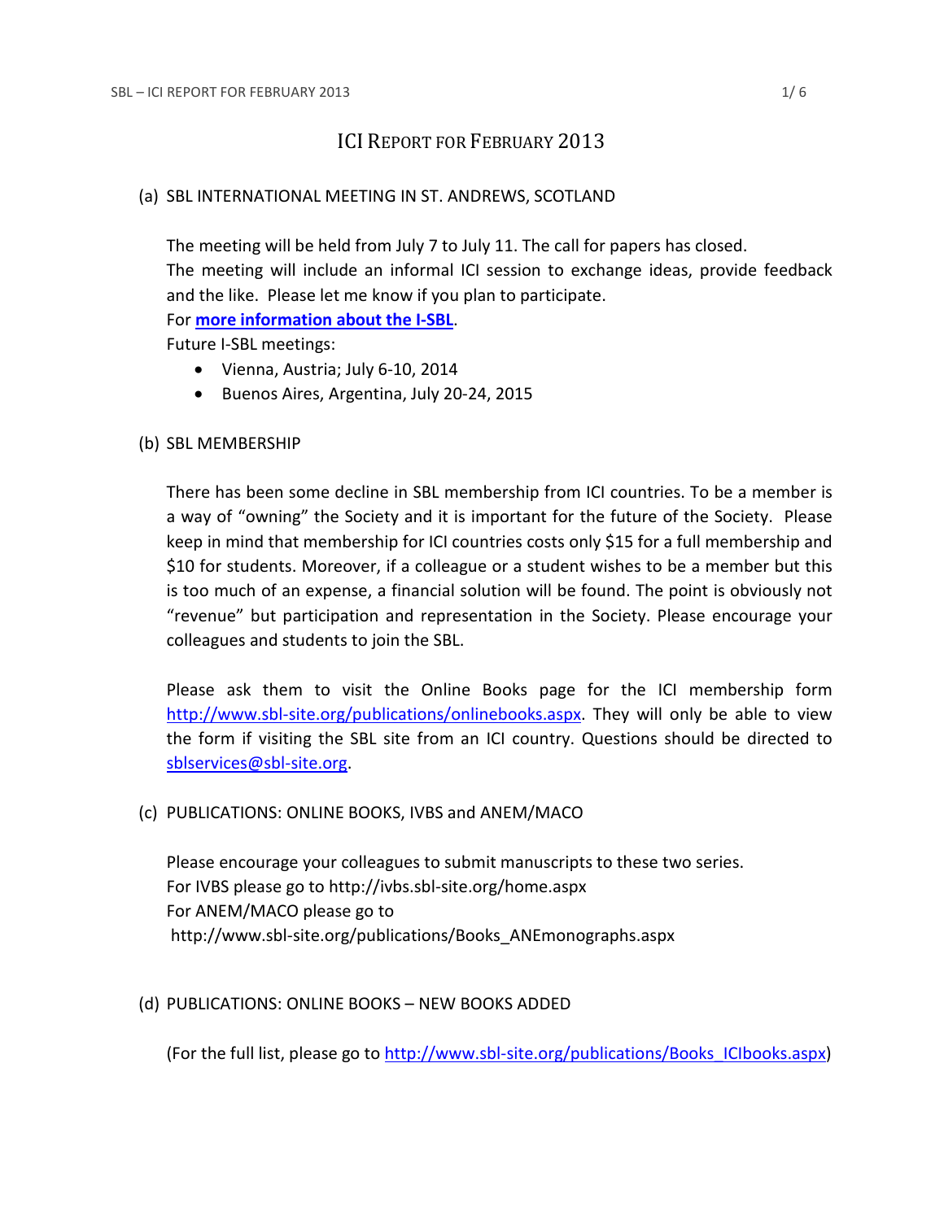# ICI Report for February 2013

## (a) SBL INTERNATIONAL MEETING IN ST. ANDREWS, SCOTLAND

The meeting will be held from July 7 to July 11. The call for papers has closed.
The meeting will include an informal ICI session to exchange ideas, provide feedback and the like. Please let me know if you plan to participate.
For **more information about the I-SBL**.
Future I-SBL meetings:

- Vienna, Austria; July 6-10, 2014
- Buenos Aires, Argentina, July 20-24, 2015

## (b) SBL MEMBERSHIP

There has been some decline in SBL membership from ICI countries. To be a member is a way of "owning" the Society and it is important for the future of the Society. Please keep in mind that membership for ICI countries costs only $15 for a full membership and $10 for students. Moreover, if a colleague or a student wishes to be a member but this is too much of an expense, a financial solution will be found. The point is obviously not "revenue" but participation and representation in the Society. Please encourage your colleagues and students to join the SBL.

Please ask them to visit the Online Books page for the ICI membership form http://www.sbl-site.org/publications/onlinebooks.aspx. They will only be able to view the form if visiting the SBL site from an ICI country. Questions should be directed to sblservices@sbl-site.org.

## (c) PUBLICATIONS: ONLINE BOOKS, IVBS and ANEM/MACO

Please encourage your colleagues to submit manuscripts to these two series.
For IVBS please go to http://ivbs.sbl-site.org/home.aspx
For ANEM/MACO please go to
http://www.sbl-site.org/publications/Books_ANEmonographs.aspx

## (d) PUBLICATIONS: ONLINE BOOKS – NEW BOOKS ADDED

(For the full list, please go to http://www.sbl-site.org/publications/Books_ICIbooks.aspx)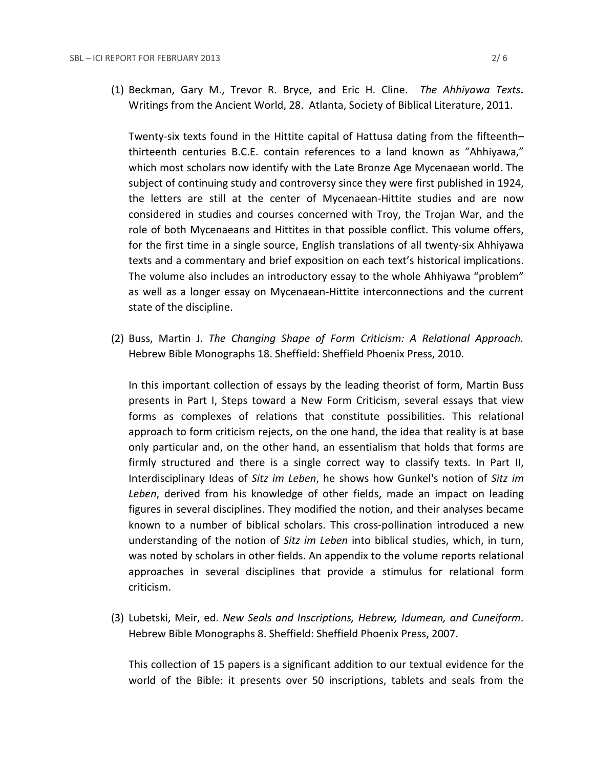(1) Beckman, Gary M., Trevor R. Bryce, and Eric H. Cline. *The Ahhiyawa Texts.* Writings from the Ancient World, 28. Atlanta, Society of Biblical Literature, 2011.

Twenty-six texts found in the Hittite capital of Hattusa dating from the fifteenth–thirteenth centuries B.C.E. contain references to a land known as "Ahhiyawa," which most scholars now identify with the Late Bronze Age Mycenaean world. The subject of continuing study and controversy since they were first published in 1924, the letters are still at the center of Mycenaean-Hittite studies and are now considered in studies and courses concerned with Troy, the Trojan War, and the role of both Mycenaeans and Hittites in that possible conflict. This volume offers, for the first time in a single source, English translations of all twenty-six Ahhiyawa texts and a commentary and brief exposition on each text's historical implications. The volume also includes an introductory essay to the whole Ahhiyawa "problem" as well as a longer essay on Mycenaean-Hittite interconnections and the current state of the discipline.

(2) Buss, Martin J. *The Changing Shape of Form Criticism: A Relational Approach.* Hebrew Bible Monographs 18. Sheffield: Sheffield Phoenix Press, 2010.

In this important collection of essays by the leading theorist of form, Martin Buss presents in Part I, Steps toward a New Form Criticism, several essays that view forms as complexes of relations that constitute possibilities. This relational approach to form criticism rejects, on the one hand, the idea that reality is at base only particular and, on the other hand, an essentialism that holds that forms are firmly structured and there is a single correct way to classify texts. In Part II, Interdisciplinary Ideas of *Sitz im Leben*, he shows how Gunkel's notion of *Sitz im Leben*, derived from his knowledge of other fields, made an impact on leading figures in several disciplines. They modified the notion, and their analyses became known to a number of biblical scholars. This cross-pollination introduced a new understanding of the notion of *Sitz im Leben* into biblical studies, which, in turn, was noted by scholars in other fields. An appendix to the volume reports relational approaches in several disciplines that provide a stimulus for relational form criticism.

(3) Lubetski, Meir, ed. *New Seals and Inscriptions, Hebrew, Idumean, and Cuneiform*. Hebrew Bible Monographs 8. Sheffield: Sheffield Phoenix Press, 2007.

This collection of 15 papers is a significant addition to our textual evidence for the world of the Bible: it presents over 50 inscriptions, tablets and seals from the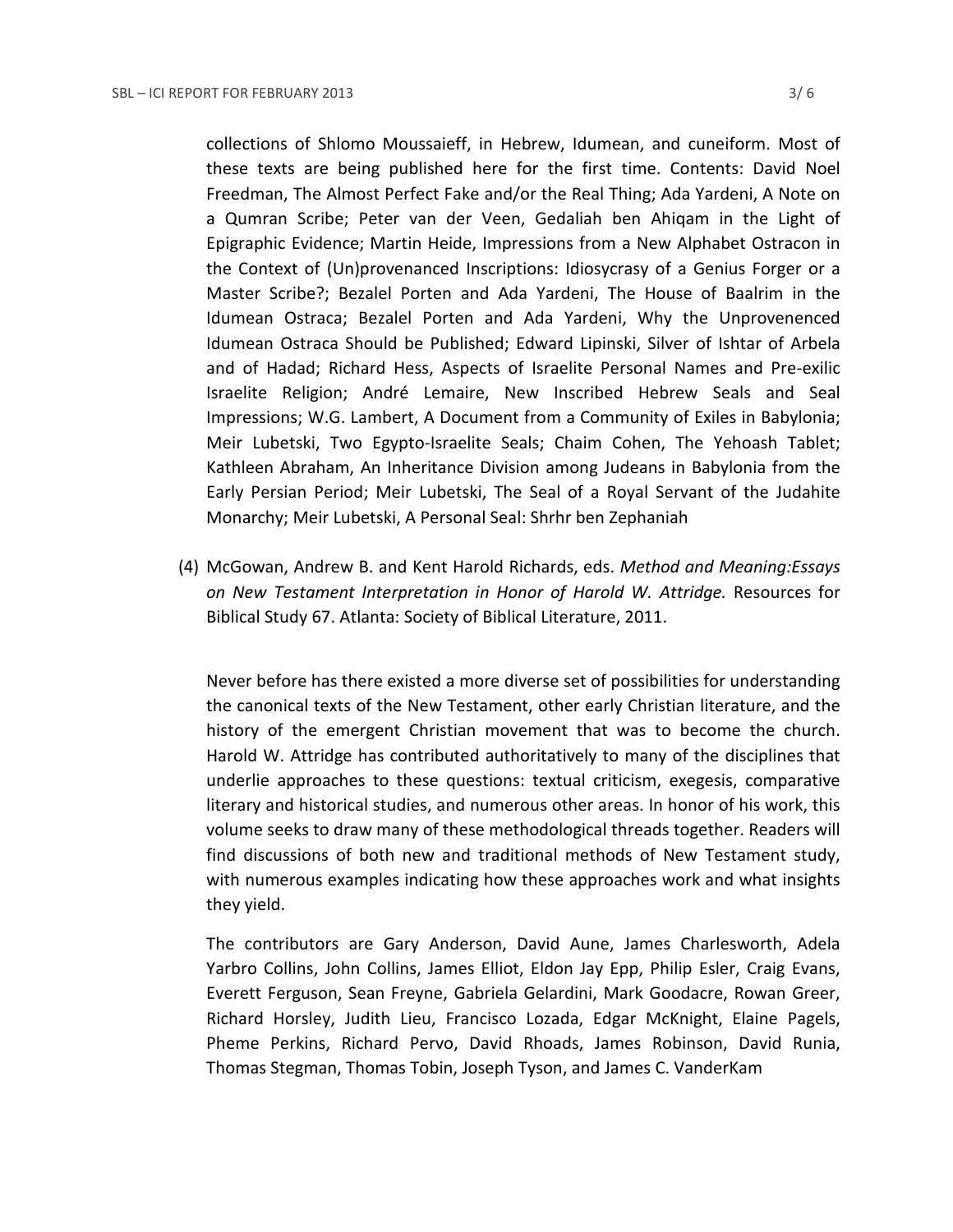collections of Shlomo Moussaieff, in Hebrew, Idumean, and cuneiform. Most of these texts are being published here for the first time. Contents: David Noel Freedman, The Almost Perfect Fake and/or the Real Thing; Ada Yardeni, A Note on a Qumran Scribe; Peter van der Veen, Gedaliah ben Ahiqam in the Light of Epigraphic Evidence; Martin Heide, Impressions from a New Alphabet Ostracon in the Context of (Un)provenanced Inscriptions: Idiosycrasy of a Genius Forger or a Master Scribe?; Bezalel Porten and Ada Yardeni, The House of Baalrim in the Idumean Ostraca; Bezalel Porten and Ada Yardeni, Why the Unprovenenced Idumean Ostraca Should be Published; Edward Lipinski, Silver of Ishtar of Arbela and of Hadad; Richard Hess, Aspects of Israelite Personal Names and Pre-exilic Israelite Religion; André Lemaire, New Inscribed Hebrew Seals and Seal Impressions; W.G. Lambert, A Document from a Community of Exiles in Babylonia; Meir Lubetski, Two Egypto-Israelite Seals; Chaim Cohen, The Yehoash Tablet; Kathleen Abraham, An Inheritance Division among Judeans in Babylonia from the Early Persian Period; Meir Lubetski, The Seal of a Royal Servant of the Judahite Monarchy; Meir Lubetski, A Personal Seal: Shrhr ben Zephaniah

(4) McGowan, Andrew B. and Kent Harold Richards, eds. *Method and Meaning:Essays on New Testament Interpretation in Honor of Harold W. Attridge.* Resources for Biblical Study 67. Atlanta: Society of Biblical Literature, 2011.

Never before has there existed a more diverse set of possibilities for understanding the canonical texts of the New Testament, other early Christian literature, and the history of the emergent Christian movement that was to become the church. Harold W. Attridge has contributed authoritatively to many of the disciplines that underlie approaches to these questions: textual criticism, exegesis, comparative literary and historical studies, and numerous other areas. In honor of his work, this volume seeks to draw many of these methodological threads together. Readers will find discussions of both new and traditional methods of New Testament study, with numerous examples indicating how these approaches work and what insights they yield.

The contributors are Gary Anderson, David Aune, James Charlesworth, Adela Yarbro Collins, John Collins, James Elliot, Eldon Jay Epp, Philip Esler, Craig Evans, Everett Ferguson, Sean Freyne, Gabriela Gelardini, Mark Goodacre, Rowan Greer, Richard Horsley, Judith Lieu, Francisco Lozada, Edgar McKnight, Elaine Pagels, Pheme Perkins, Richard Pervo, David Rhoads, James Robinson, David Runia, Thomas Stegman, Thomas Tobin, Joseph Tyson, and James C. VanderKam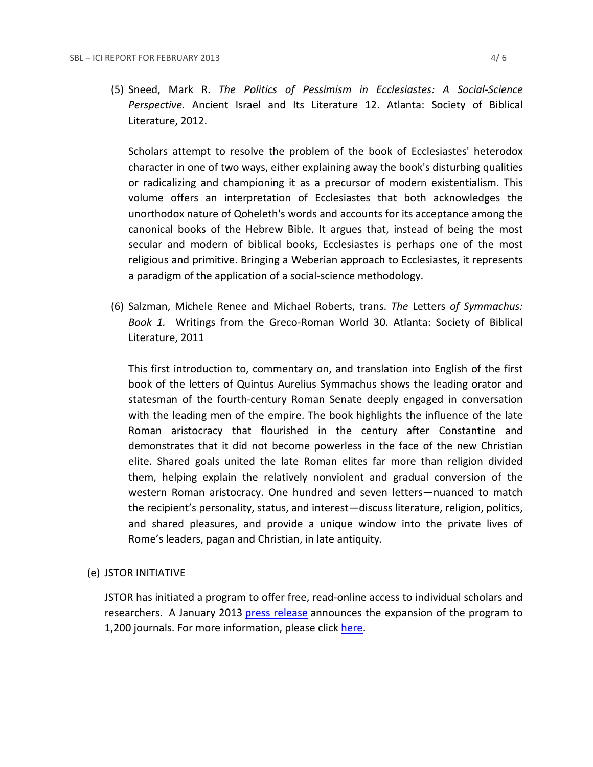(5) Sneed, Mark R. *The Politics of Pessimism in Ecclesiastes: A Social-Science Perspective.* Ancient Israel and Its Literature 12. Atlanta: Society of Biblical Literature, 2012.

Scholars attempt to resolve the problem of the book of Ecclesiastes' heterodox character in one of two ways, either explaining away the book's disturbing qualities or radicalizing and championing it as a precursor of modern existentialism. This volume offers an interpretation of Ecclesiastes that both acknowledges the unorthodox nature of Qoheleth's words and accounts for its acceptance among the canonical books of the Hebrew Bible. It argues that, instead of being the most secular and modern of biblical books, Ecclesiastes is perhaps one of the most religious and primitive. Bringing a Weberian approach to Ecclesiastes, it represents a paradigm of the application of a social-science methodology.

(6) Salzman, Michele Renee and Michael Roberts, trans. *The* Letters *of Symmachus: Book 1.* Writings from the Greco-Roman World 30. Atlanta: Society of Biblical Literature, 2011

This first introduction to, commentary on, and translation into English of the first book of the letters of Quintus Aurelius Symmachus shows the leading orator and statesman of the fourth-century Roman Senate deeply engaged in conversation with the leading men of the empire. The book highlights the influence of the late Roman aristocracy that flourished in the century after Constantine and demonstrates that it did not become powerless in the face of the new Christian elite. Shared goals united the late Roman elites far more than religion divided them, helping explain the relatively nonviolent and gradual conversion of the western Roman aristocracy. One hundred and seven letters—nuanced to match the recipient's personality, status, and interest—discuss literature, religion, politics, and shared pleasures, and provide a unique window into the private lives of Rome's leaders, pagan and Christian, in late antiquity.

(e) JSTOR INITIATIVE

JSTOR has initiated a program to offer free, read-online access to individual scholars and researchers. A January 2013 press release announces the expansion of the program to 1,200 journals. For more information, please click here.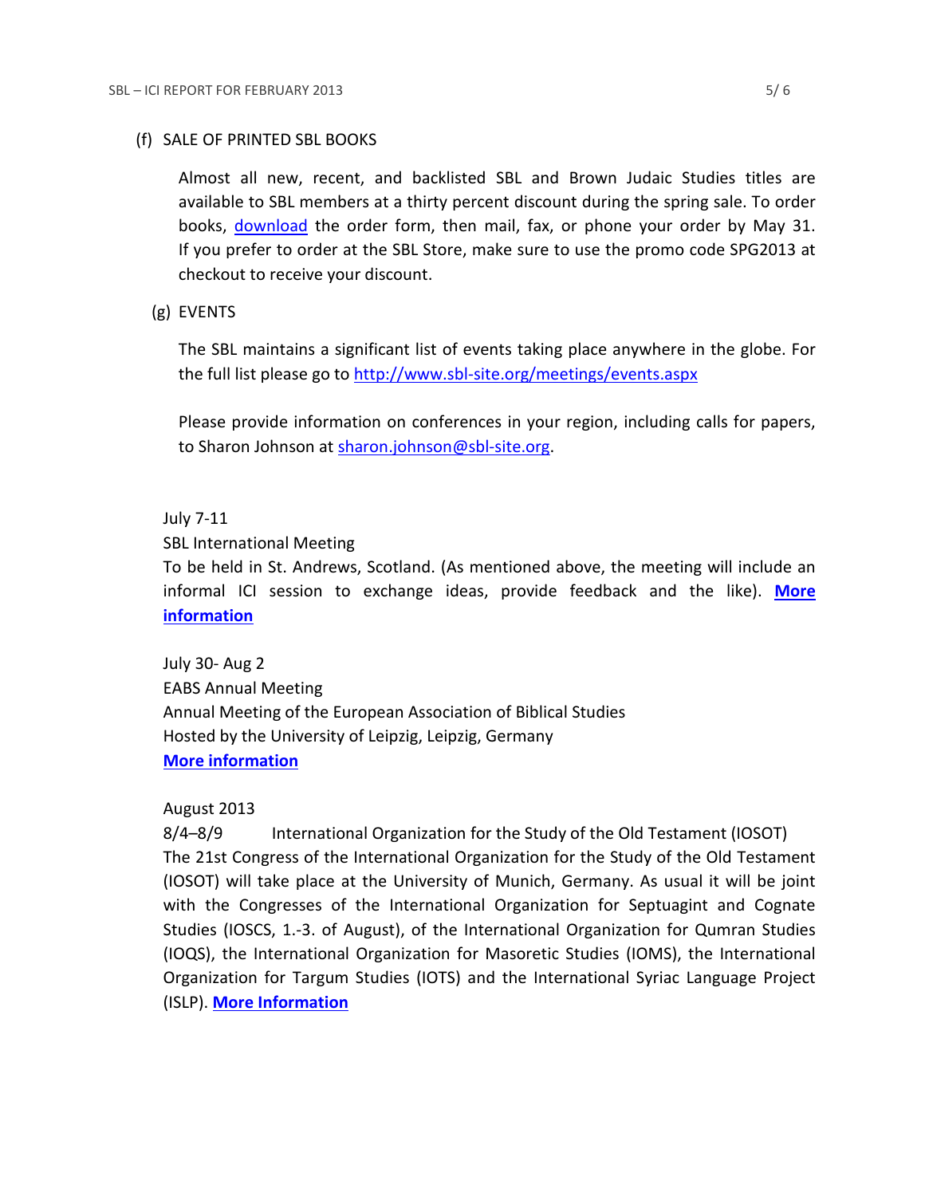### (f) SALE OF PRINTED SBL BOOKS

Almost all new, recent, and backlisted SBL and Brown Judaic Studies titles are available to SBL members at a thirty percent discount during the spring sale. To order books, download the order form, then mail, fax, or phone your order by May 31. If you prefer to order at the SBL Store, make sure to use the promo code SPG2013 at checkout to receive your discount.

### (g) EVENTS

The SBL maintains a significant list of events taking place anywhere in the globe. For the full list please go to http://www.sbl-site.org/meetings/events.aspx

Please provide information on conferences in your region, including calls for papers, to Sharon Johnson at sharon.johnson@sbl-site.org.

July 7-11
SBL International Meeting
To be held in St. Andrews, Scotland. (As mentioned above, the meeting will include an informal ICI session to exchange ideas, provide feedback and the like). **More information**

July 30- Aug 2
EABS Annual Meeting
Annual Meeting of the European Association of Biblical Studies
Hosted by the University of Leipzig, Leipzig, Germany
**More information**

August 2013
8/4–8/9 International Organization for the Study of the Old Testament (IOSOT)
The 21st Congress of the International Organization for the Study of the Old Testament (IOSOT) will take place at the University of Munich, Germany. As usual it will be joint with the Congresses of the International Organization for Septuagint and Cognate Studies (IOSCS, 1.-3. of August), of the International Organization for Qumran Studies (IOQS), the International Organization for Masoretic Studies (IOMS), the International Organization for Targum Studies (IOTS) and the International Syriac Language Project (ISLP). **More Information**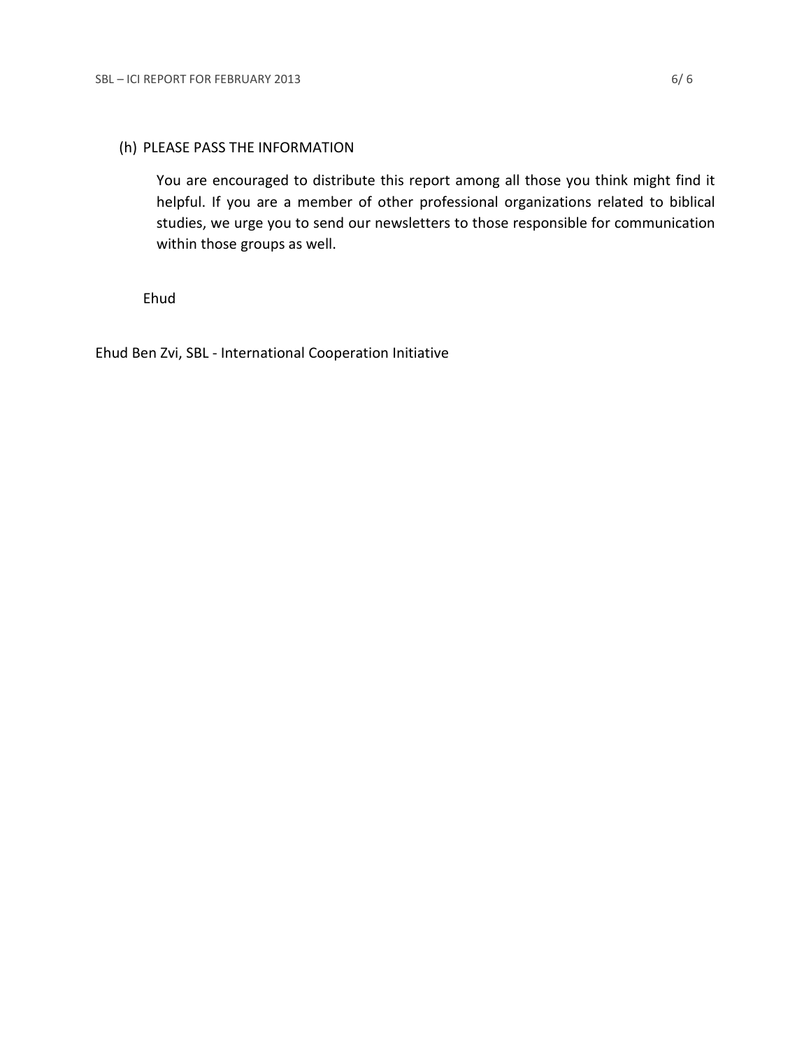### (h) PLEASE PASS THE INFORMATION

You are encouraged to distribute this report among all those you think might find it helpful. If you are a member of other professional organizations related to biblical studies, we urge you to send our newsletters to those responsible for communication within those groups as well.

Ehud

Ehud Ben Zvi, SBL - International Cooperation Initiative